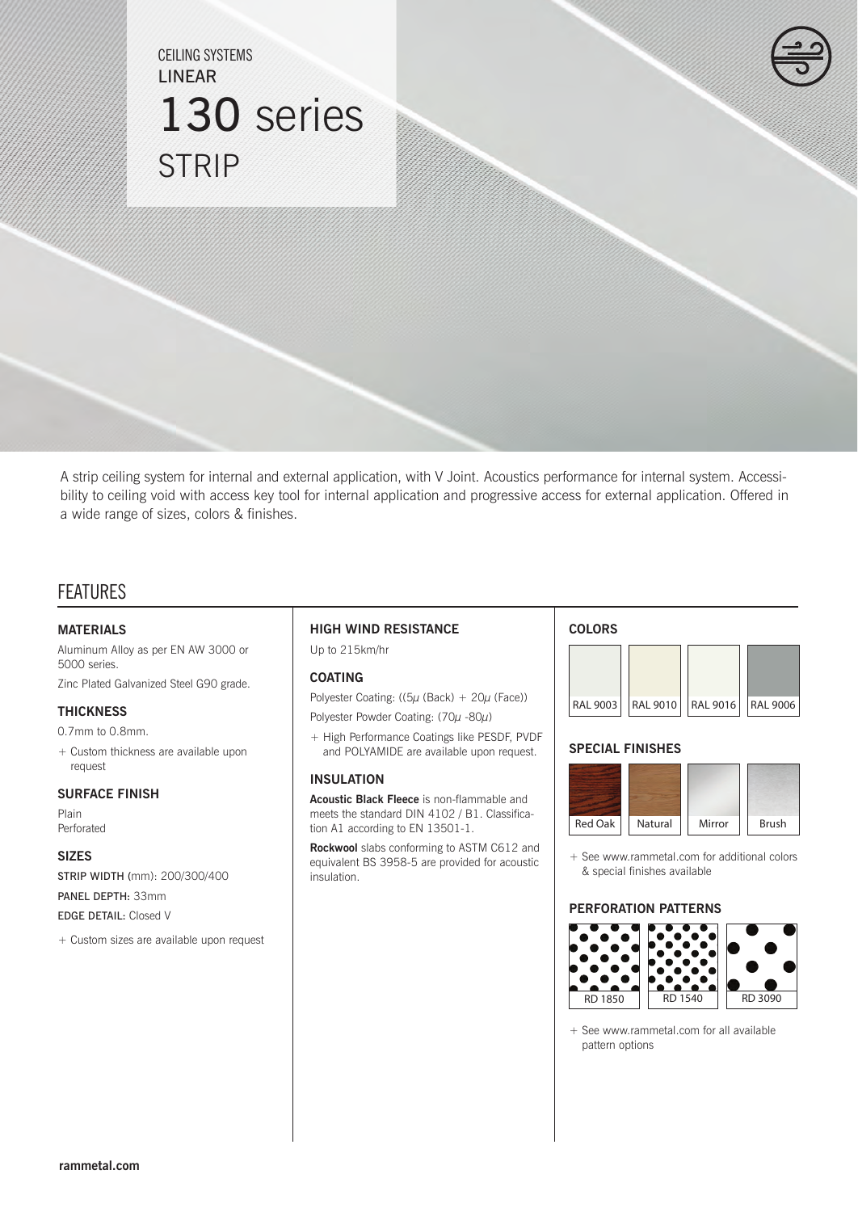CEILING SYSTEMS

LINEAR

# 130 series STRIP

A strip ceiling system for internal and external application, with V Joint. Acoustics performance for internal system. Accessibility to ceiling void with access key tool for internal application and progressive access for external application. Offered in a wide range of sizes, colors & finishes.

## FEATURES

### MATERIALS

Aluminum Alloy as per EN AW 3000 or 5000 series.

Zinc Plated Galvanized Steel G90 grade.

### THICKNESS

0.7mm to 0.8mm.

+ Custom thickness are available upon request

### SURFACE FINISH

Plain
Perforated

### SIZES

STRIP WIDTH (mm): 200/300/400

PANEL DEPTH: 33mm

EDGE DETAIL: Closed V

+ Custom sizes are available upon request

### HIGH WIND RESISTANCE

Up to 215km/hr

### COATING

Polyester Coating: ((5$\mu$ (Back) + 20$\mu$ (Face))

Polyester Powder Coating: (70$\mu$ -80$\mu$)

+ High Performance Coatings like PESDF, PVDF and POLYAMIDE are available upon request.

### INSULATION

**Acoustic Black Fleece** is non-flammable and meets the standard DIN 4102 / B1. Classification A1 according to EN 13501-1.

**Rockwool** slabs conforming to ASTM C612 and equivalent BS 3958-5 are provided for acoustic insulation.

### COLORS

RAL 9003
RAL 9010
RAL 9016
RAL 9006

### SPECIAL FINISHES

Red Oak
Natural
Mirror
Brush

+ See www.rammetal.com for additional colors & special finishes available

### PERFORATION PATTERNS

RD 1850
RD 1540
RD 3090

+ See www.rammetal.com for all available pattern options

rammetal.com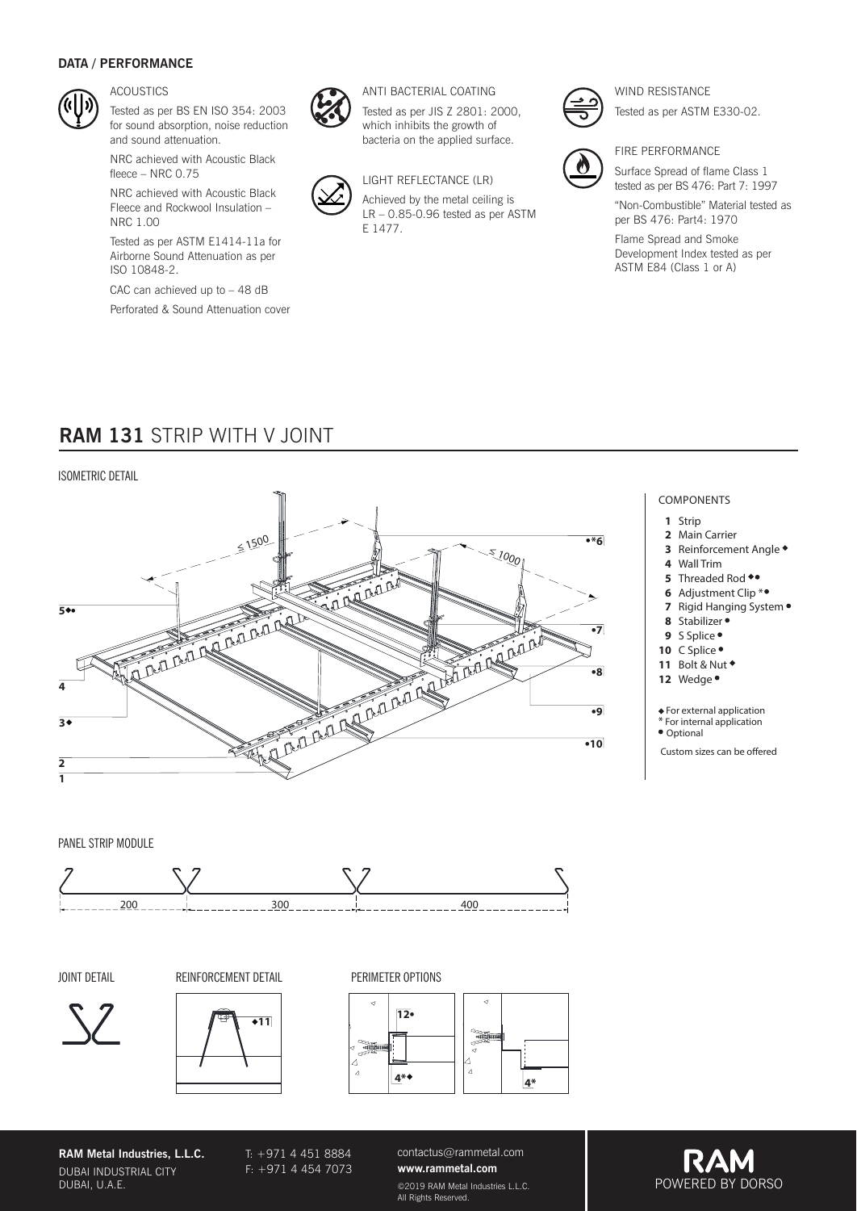## DATA / PERFORMANCE

### ACOUSTICS

Tested as per BS EN ISO 354: 2003 for sound absorption, noise reduction and sound attenuation.

NRC achieved with Acoustic Black fleece – NRC 0.75

NRC achieved with Acoustic Black Fleece and Rockwool Insulation – NRC 1.00

Tested as per ASTM E1414-11a for Airborne Sound Attenuation as per ISO 10848-2.

CAC can achieved up to – 48 dB

Perforated & Sound Attenuation cover

### ANTI BACTERIAL COATING

Tested as per JIS Z 2801: 2000, which inhibits the growth of bacteria on the applied surface.

### LIGHT REFLECTANCE (LR)

Achieved by the metal ceiling is LR – 0.85-0.96 tested as per ASTM E 1477.

### WIND RESISTANCE

Tested as per ASTM E330-02.

### FIRE PERFORMANCE

Surface Spread of flame Class 1 tested as per BS 476: Part 7: 1997

"Non-Combustible" Material tested as per BS 476: Part4: 1970

Flame Spread and Smoke Development Index tested as per ASTM E84 (Class 1 or A)

# RAM 131 STRIP WITH V JOINT

ISOMETRIC DETAIL

≤ 1500

≤ 1000

5◆•

4

3◆

2

1

•*6

•7

•8

•9

•10

COMPONENTS

1 Strip
2 Main Carrier
3 Reinforcement Angle ◆
4 Wall Trim
5 Threaded Rod ◆•
6 Adjustment Clip *•
7 Rigid Hanging System •
8 Stabilizer •
9 S Splice •
10 C Splice •
11 Bolt & Nut ◆
12 Wedge •

◆ For external application
* For internal application
• Optional

Custom sizes can be offered

PANEL STRIP MODULE

200

300

400

JOINT DETAIL

REINFORCEMENT DETAIL

◆11

PERIMETER OPTIONS

12•

4*◆

4*

**RAM Metal Industries, L.L.C.**
DUBAI INDUSTRIAL CITY
DUBAI, U.A.E.

T: +971 4 451 8884
F: +971 4 454 7073

contactus@rammetal.com
**www.rammetal.com**
©2019 RAM Metal Industries L.L.C. All Rights Reserved.

RAM
POWERED BY DORSO